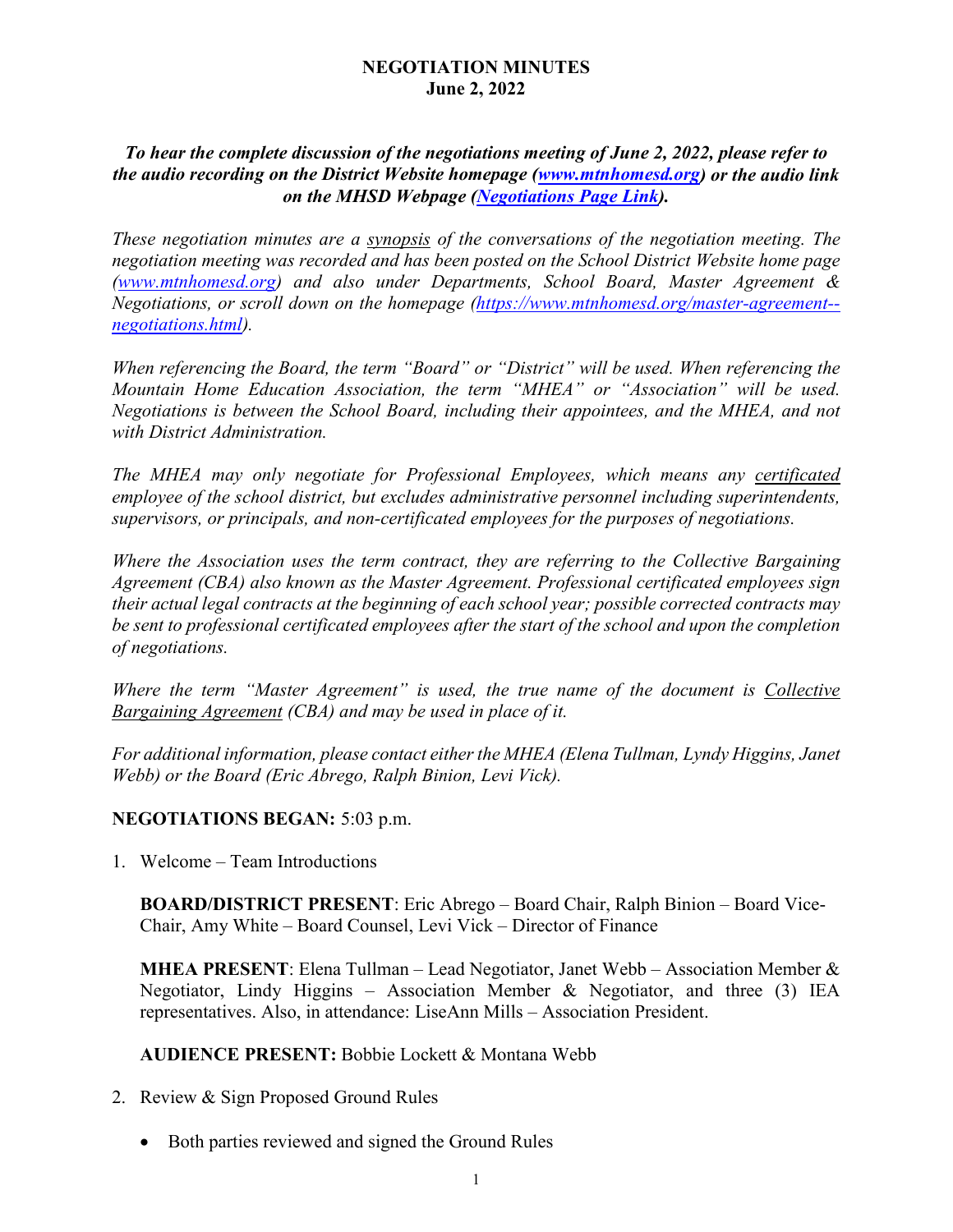# NEGOTIATION MINUTES
## June 2, 2022

***To hear the complete discussion of the negotiations meeting of June 2, 2022, please refer to the audio recording on the District Website homepage ([www.mtnhomesd.org](www.mtnhomesd.org)) or the audio link on the MHSD Webpage ([Negotiations Page Link](Negotiations Page Link)).***

*These negotiation minutes are a synopsis of the conversations of the negotiation meeting. The negotiation meeting was recorded and has been posted on the School District Website home page ([www.mtnhomesd.org](www.mtnhomesd.org)) and also under Departments, School Board, Master Agreement & Negotiations, or scroll down on the homepage ([https://www.mtnhomesd.org/master-agreement--negotiations.html](https://www.mtnhomesd.org/master-agreement--negotiations.html)).*

*When referencing the Board, the term "Board" or "District" will be used. When referencing the Mountain Home Education Association, the term "MHEA" or "Association" will be used. Negotiations is between the School Board, including their appointees, and the MHEA, and not with District Administration.*

*The MHEA may only negotiate for Professional Employees, which means any certificated employee of the school district, but excludes administrative personnel including superintendents, supervisors, or principals, and non-certificated employees for the purposes of negotiations.*

*Where the Association uses the term contract, they are referring to the Collective Bargaining Agreement (CBA) also known as the Master Agreement. Professional certificated employees sign their actual legal contracts at the beginning of each school year; possible corrected contracts may be sent to professional certificated employees after the start of the school and upon the completion of negotiations.*

*Where the term "Master Agreement" is used, the true name of the document is Collective Bargaining Agreement (CBA) and may be used in place of it.*

*For additional information, please contact either the MHEA (Elena Tullman, Lyndy Higgins, Janet Webb) or the Board (Eric Abrego, Ralph Binion, Levi Vick).*

**NEGOTIATIONS BEGAN:** 5:03 p.m.

1. Welcome – Team Introductions

   **BOARD/DISTRICT PRESENT**: Eric Abrego – Board Chair, Ralph Binion – Board Vice-Chair, Amy White – Board Counsel, Levi Vick – Director of Finance

   **MHEA PRESENT**: Elena Tullman – Lead Negotiator, Janet Webb – Association Member & Negotiator, Lindy Higgins – Association Member & Negotiator, and three (3) IEA representatives. Also, in attendance: LiseAnn Mills – Association President.

   **AUDIENCE PRESENT:** Bobbie Lockett & Montana Webb

2. Review & Sign Proposed Ground Rules

   - Both parties reviewed and signed the Ground Rules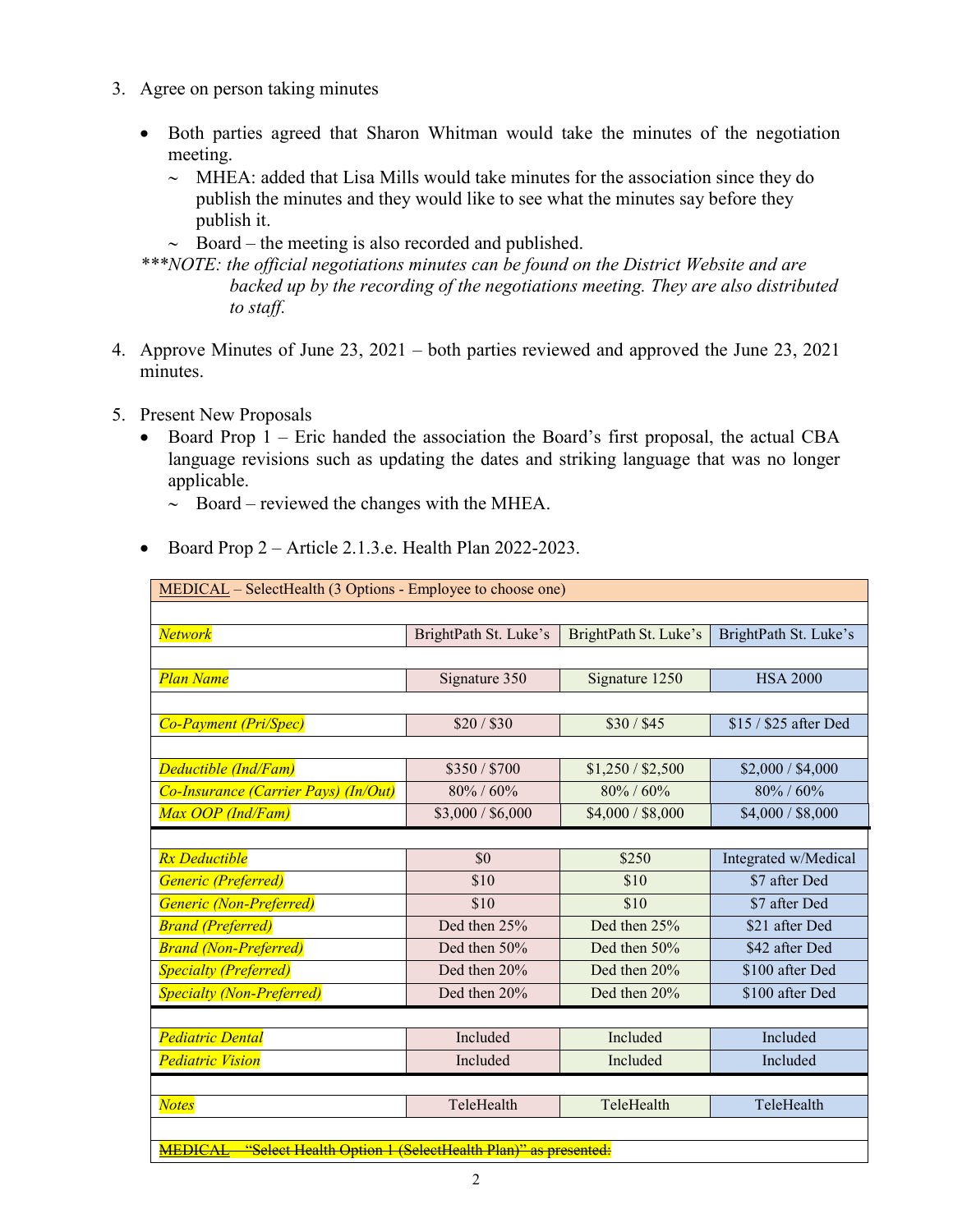3. Agree on person taking minutes

   - Both parties agreed that Sharon Whitman would take the minutes of the negotiation meeting.
     - ~ MHEA: added that Lisa Mills would take minutes for the association since they do publish the minutes and they would like to see what the minutes say before they publish it.
     - ~ Board – the meeting is also recorded and published.

*\*\*\*NOTE: the official negotiations minutes can be found on the District Website and are backed up by the recording of the negotiations meeting. They are also distributed to staff.*

4. Approve Minutes of June 23, 2021 – both parties reviewed and approved the June 23, 2021 minutes.

5. Present New Proposals
   - Board Prop 1 – Eric handed the association the Board's first proposal, the actual CBA language revisions such as updating the dates and striking language that was no longer applicable.
     - ~ Board – reviewed the changes with the MHEA.
   - Board Prop 2 – Article 2.1.3.e. Health Plan 2022-2023.

| MEDICAL – SelectHealth (3 Options - Employee to choose one) | | | |
|---|---|---|---|
| | | | |
| *Network* | BrightPath St. Luke's | BrightPath St. Luke's | BrightPath St. Luke's |
| | | | |
| *Plan Name* | Signature 350 | Signature 1250 | HSA 2000 |
| | | | |
| *Co-Payment (Pri/Spec)* | $20 / $30 | $30 / $45 | $15 / $25 after Ded |
| | | | |
| *Deductible (Ind/Fam)* | $350 / $700 | $1,250 / $2,500 | $2,000 / $4,000 |
| *Co-Insurance (Carrier Pays) (In/Out)* | 80% / 60% | 80% / 60% | 80% / 60% |
| *Max OOP (Ind/Fam)* | $3,000 / $6,000 | $4,000 / $8,000 | $4,000 / $8,000 |
| | | | |
| *Rx Deductible* | $0 | $250 | Integrated w/Medical |
| *Generic (Preferred)* | $10 | $10 | $7 after Ded |
| *Generic (Non-Preferred)* | $10 | $10 | $7 after Ded |
| *Brand (Preferred)* | Ded then 25% | Ded then 25% | $21 after Ded |
| *Brand (Non-Preferred)* | Ded then 50% | Ded then 50% | $42 after Ded |
| *Specialty (Preferred)* | Ded then 20% | Ded then 20% | $100 after Ded |
| *Specialty (Non-Preferred)* | Ded then 20% | Ded then 20% | $100 after Ded |
| | | | |
| *Pediatric Dental* | Included | Included | Included |
| *Pediatric Vision* | Included | Included | Included |
| | | | |
| *Notes* | TeleHealth | TeleHealth | TeleHealth |
| | | | |
| ~~MEDICAL – "Select Health Option 1 (SelectHealth Plan)" as presented:~~ | | | |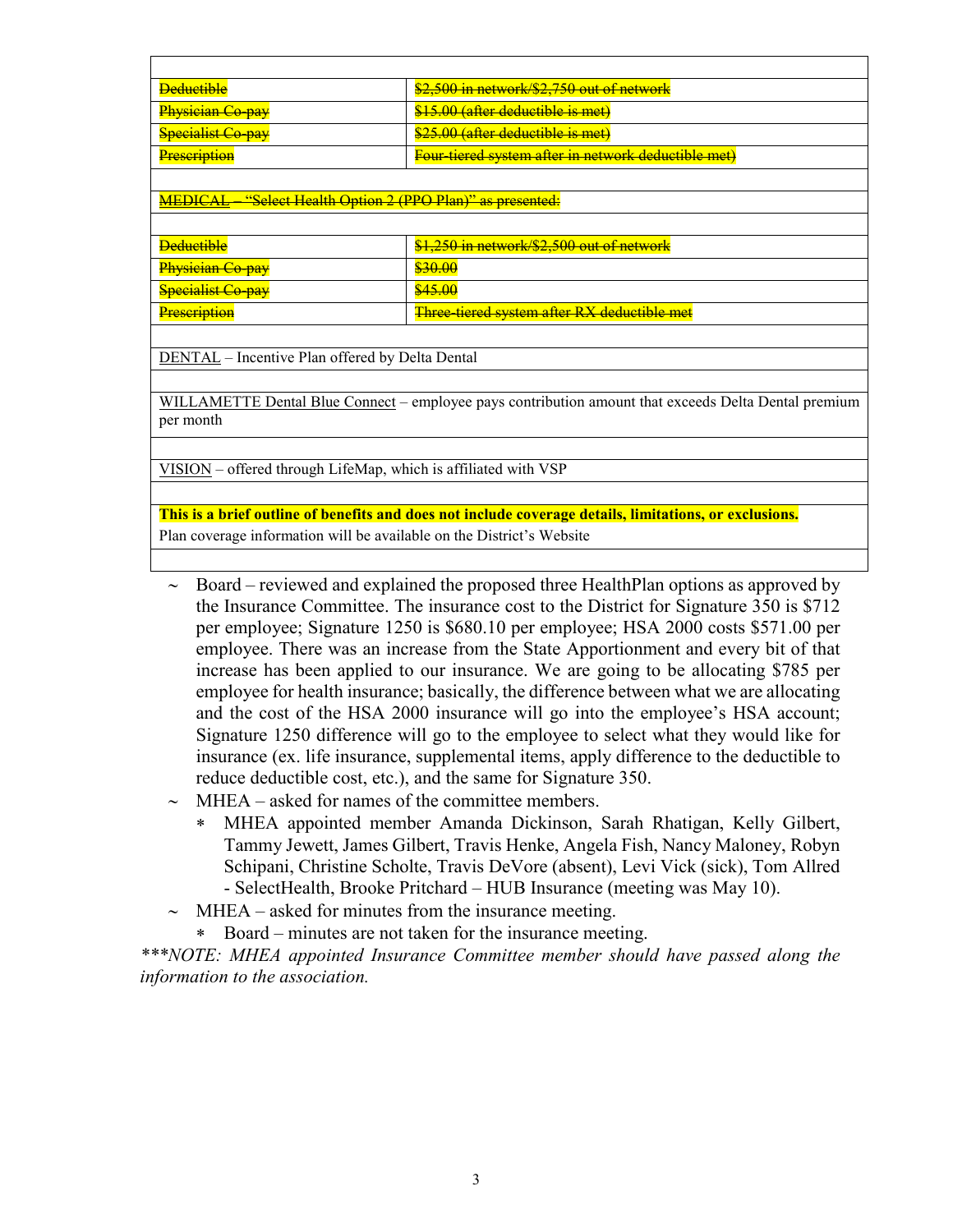| | |
|---|---|
| ~~Deductible~~ | ~~$2,500 in network/$2,750 out of network~~ |
| ~~Physician Co-pay~~ | ~~$15.00 (after deductible is met)~~ |
| ~~Specialist Co-pay~~ | ~~$25.00 (after deductible is met)~~ |
| ~~Prescription~~ | ~~Four-tiered system after in network deductible met)~~ |

~~MEDICAL – "Select Health Option 2 (PPO Plan)" as presented:~~

| | |
|---|---|
| ~~Deductible~~ | ~~$1,250 in network/$2,500 out of network~~ |
| ~~Physician Co-pay~~ | ~~$30.00~~ |
| ~~Specialist Co-pay~~ | ~~$45.00~~ |
| ~~Prescription~~ | ~~Three-tiered system after RX deductible met~~ |

DENTAL – Incentive Plan offered by Delta Dental

WILLAMETTE Dental Blue Connect – employee pays contribution amount that exceeds Delta Dental premium per month

VISION – offered through LifeMap, which is affiliated with VSP

**This is a brief outline of benefits and does not include coverage details, limitations, or exclusions.**
Plan coverage information will be available on the District's Website

- Board – reviewed and explained the proposed three HealthPlan options as approved by the Insurance Committee. The insurance cost to the District for Signature 350 is $712 per employee; Signature 1250 is $680.10 per employee; HSA 2000 costs $571.00 per employee. There was an increase from the State Apportionment and every bit of that increase has been applied to our insurance. We are going to be allocating $785 per employee for health insurance; basically, the difference between what we are allocating and the cost of the HSA 2000 insurance will go into the employee's HSA account; Signature 1250 difference will go to the employee to select what they would like for insurance (ex. life insurance, supplemental items, apply difference to the deductible to reduce deductible cost, etc.), and the same for Signature 350.
- MHEA – asked for names of the committee members.
  - MHEA appointed member Amanda Dickinson, Sarah Rhatigan, Kelly Gilbert, Tammy Jewett, James Gilbert, Travis Henke, Angela Fish, Nancy Maloney, Robyn Schipani, Christine Scholte, Travis DeVore (absent), Levi Vick (sick), Tom Allred - SelectHealth, Brooke Pritchard – HUB Insurance (meeting was May 10).
- MHEA – asked for minutes from the insurance meeting.
  - Board – minutes are not taken for the insurance meeting.

****NOTE: MHEA appointed Insurance Committee member should have passed along the information to the association.*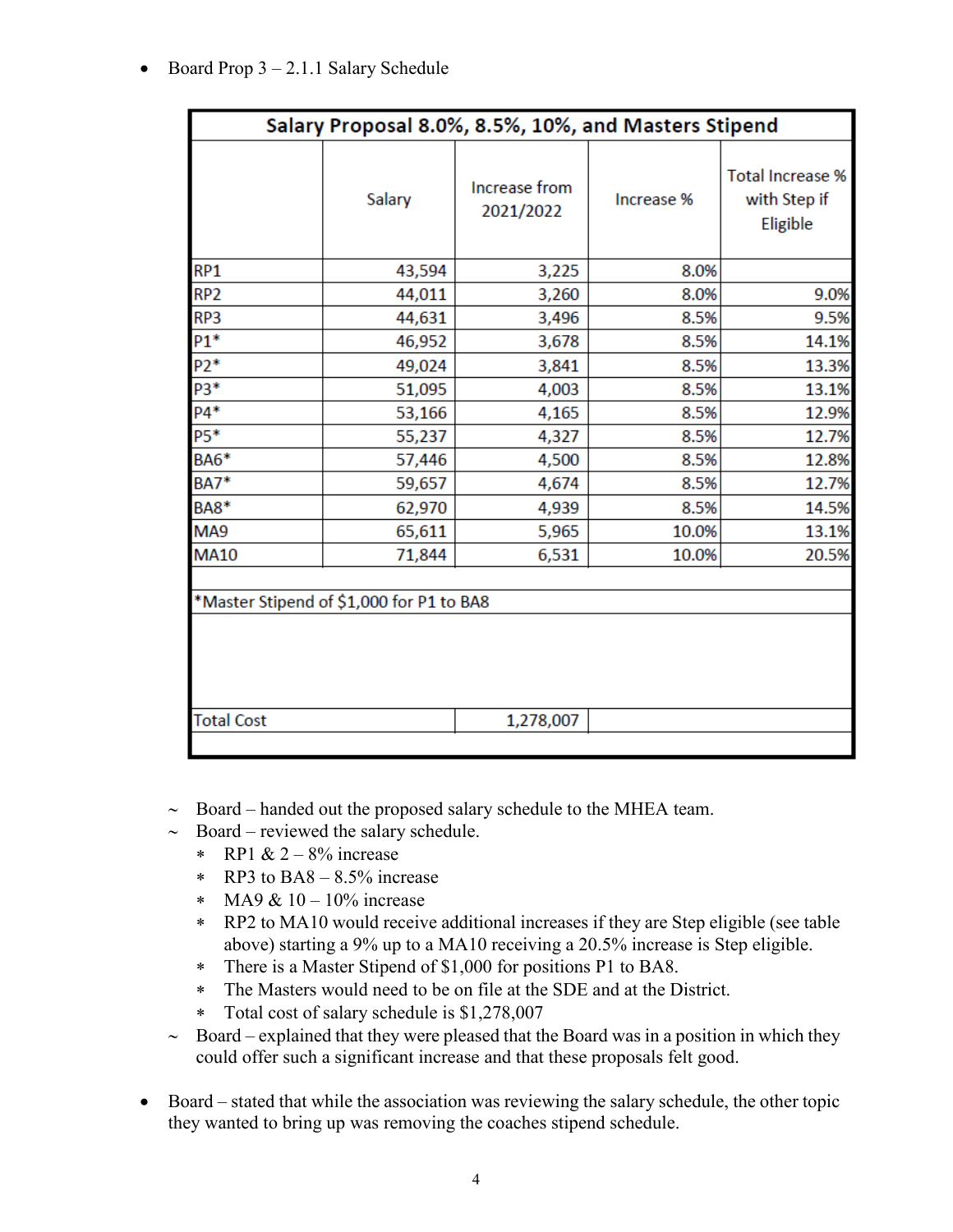- Board Prop 3 – 2.1.1 Salary Schedule

| Salary Proposal 8.0%, 8.5%, 10%, and Masters Stipend | | | | |
|---|---|---|---|---|
| | Salary | Increase from 2021/2022 | Increase % | Total Increase % with Step if Eligible |
| RP1 | 43,594 | 3,225 | 8.0% | |
| RP2 | 44,011 | 3,260 | 8.0% | 9.0% |
| RP3 | 44,631 | 3,496 | 8.5% | 9.5% |
| P1* | 46,952 | 3,678 | 8.5% | 14.1% |
| P2* | 49,024 | 3,841 | 8.5% | 13.3% |
| P3* | 51,095 | 4,003 | 8.5% | 13.1% |
| P4* | 53,166 | 4,165 | 8.5% | 12.9% |
| P5* | 55,237 | 4,327 | 8.5% | 12.7% |
| BA6* | 57,446 | 4,500 | 8.5% | 12.8% |
| BA7* | 59,657 | 4,674 | 8.5% | 12.7% |
| BA8* | 62,970 | 4,939 | 8.5% | 14.5% |
| MA9 | 65,611 | 5,965 | 10.0% | 13.1% |
| MA10 | 71,844 | 6,531 | 10.0% | 20.5% |
| *Master Stipend of $1,000 for P1 to BA8 | | | | |
| Total Cost | | 1,278,007 | | |

- ~ Board – handed out the proposed salary schedule to the MHEA team.
- ~ Board – reviewed the salary schedule.
  - RP1 & 2 – 8% increase
  - RP3 to BA8 – 8.5% increase
  - MA9 & 10 – 10% increase
  - RP2 to MA10 would receive additional increases if they are Step eligible (see table above) starting a 9% up to a MA10 receiving a 20.5% increase is Step eligible.
  - There is a Master Stipend of $1,000 for positions P1 to BA8.
  - The Masters would need to be on file at the SDE and at the District.
  - Total cost of salary schedule is $1,278,007
- ~ Board – explained that they were pleased that the Board was in a position in which they could offer such a significant increase and that these proposals felt good.

- Board – stated that while the association was reviewing the salary schedule, the other topic they wanted to bring up was removing the coaches stipend schedule.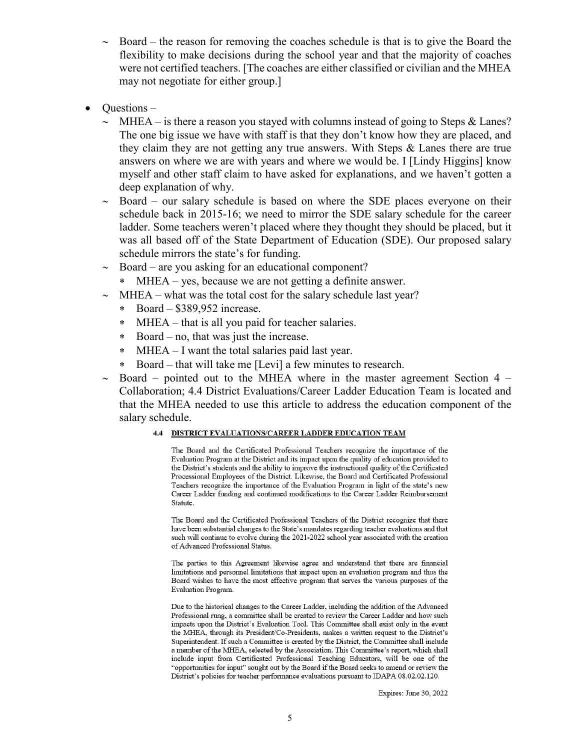- ~ Board – the reason for removing the coaches schedule is that is to give the Board the flexibility to make decisions during the school year and that the majority of coaches were not certified teachers. [The coaches are either classified or civilian and the MHEA may not negotiate for either group.]

- Questions –
  - ~ MHEA – is there a reason you stayed with columns instead of going to Steps & Lanes? The one big issue we have with staff is that they don't know how they are placed, and they claim they are not getting any true answers. With Steps & Lanes there are true answers on where we are with years and where we would be. I [Lindy Higgins] know myself and other staff claim to have asked for explanations, and we haven't gotten a deep explanation of why.
  - ~ Board – our salary schedule is based on where the SDE places everyone on their schedule back in 2015-16; we need to mirror the SDE salary schedule for the career ladder. Some teachers weren't placed where they thought they should be placed, but it was all based off of the State Department of Education (SDE). Our proposed salary schedule mirrors the state's for funding.
  - ~ Board – are you asking for an educational component?
    - ∗ MHEA – yes, because we are not getting a definite answer.
  - ~ MHEA – what was the total cost for the salary schedule last year?
    - ∗ Board – $389,952 increase.
    - ∗ MHEA – that is all you paid for teacher salaries.
    - ∗ Board – no, that was just the increase.
    - ∗ MHEA – I want the total salaries paid last year.
    - ∗ Board – that will take me [Levi] a few minutes to research.
  - ~ Board – pointed out to the MHEA where in the master agreement Section 4 – Collaboration; 4.4 District Evaluations/Career Ladder Education Team is located and that the MHEA needed to use this article to address the education component of the salary schedule.

**4.4 DISTRICT EVALUATIONS/CAREER LADDER EDUCATION TEAM**

The Board and the Certificated Professional Teachers recognize the importance of the Evaluation Program at the District and its impact upon the quality of education provided to the District's students and the ability to improve the instructional quality of the Certificated Processional Employees of the District. Likewise, the Board and Certificated Professional Teachers recognize the importance of the Evaluation Program in light of the state's new Career Ladder funding and continued modifications to the Career Ladder Reimbursement Statute.

The Board and the Certificated Professional Teachers of the District recognize that there have been substantial changes to the State's mandates regarding teacher evaluations and that such will continue to evolve during the 2021-2022 school year associated with the creation of Advanced Professional Status.

The parties to this Agreement likewise agree and understand that there are financial limitations and personnel limitations that impact upon an evaluation program and thus the Board wishes to have the most effective program that serves the various purposes of the Evaluation Program.

Due to the historical changes to the Career Ladder, including the addition of the Advanced Professional rung, a committee shall be created to review the Career Ladder and how such impacts upon the District's Evaluation Tool. This Committee shall exist only in the event the MHEA, through its President/Co-Presidents, makes a written request to the District's Superintendent. If such a Committee is created by the District, the Committee shall include a member of the MHEA, selected by the Association. This Committee's report, which shall include input from Certificated Professional Teaching Educators, will be one of the "opportunities for input" sought out by the Board if the Board seeks to amend or review the District's policies for teacher performance evaluations pursuant to IDAPA 08.02.02.120.

Expires: June 30, 2022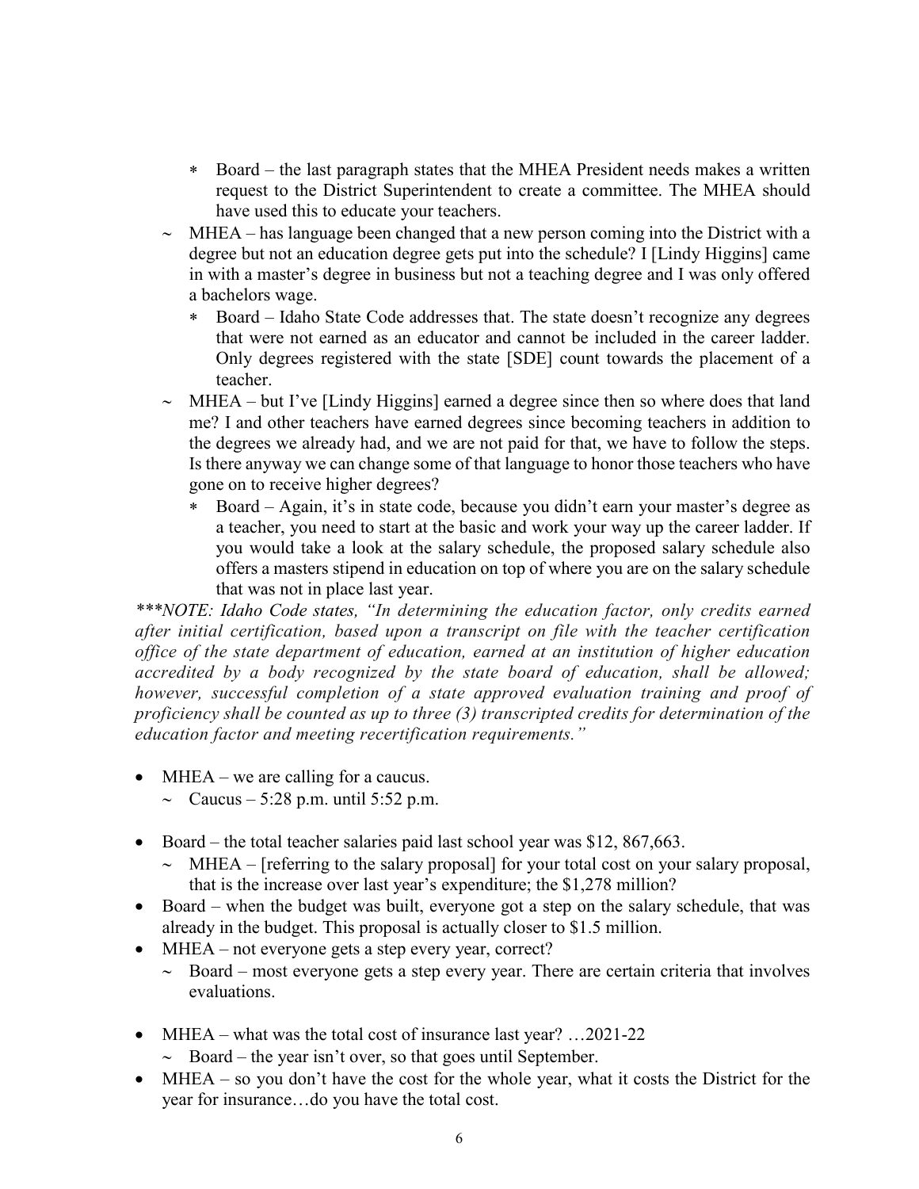- Board – the last paragraph states that the MHEA President needs makes a written request to the District Superintendent to create a committee. The MHEA should have used this to educate your teachers.
    - MHEA – has language been changed that a new person coming into the District with a degree but not an education degree gets put into the schedule? I [Lindy Higgins] came in with a master's degree in business but not a teaching degree and I was only offered a bachelors wage.
        - Board – Idaho State Code addresses that. The state doesn't recognize any degrees that were not earned as an educator and cannot be included in the career ladder. Only degrees registered with the state [SDE] count towards the placement of a teacher.
    - MHEA – but I've [Lindy Higgins] earned a degree since then so where does that land me? I and other teachers have earned degrees since becoming teachers in addition to the degrees we already had, and we are not paid for that, we have to follow the steps. Is there anyway we can change some of that language to honor those teachers who have gone on to receive higher degrees?
        - Board – Again, it's in state code, because you didn't earn your master's degree as a teacher, you need to start at the basic and work your way up the career ladder. If you would take a look at the salary schedule, the proposed salary schedule also offers a masters stipend in education on top of where you are on the salary schedule that was not in place last year.

*\*\*\*NOTE: Idaho Code states, "In determining the education factor, only credits earned after initial certification, based upon a transcript on file with the teacher certification office of the state department of education, earned at an institution of higher education accredited by a body recognized by the state board of education, shall be allowed; however, successful completion of a state approved evaluation training and proof of proficiency shall be counted as up to three (3) transcripted credits for determination of the education factor and meeting recertification requirements."*

- MHEA – we are calling for a caucus.
    - Caucus – 5:28 p.m. until 5:52 p.m.

- Board – the total teacher salaries paid last school year was $12, 867,663.
    - MHEA – [referring to the salary proposal] for your total cost on your salary proposal, that is the increase over last year's expenditure; the $1,278 million?
- Board – when the budget was built, everyone got a step on the salary schedule, that was already in the budget. This proposal is actually closer to $1.5 million.
- MHEA – not everyone gets a step every year, correct?
    - Board – most everyone gets a step every year. There are certain criteria that involves evaluations.

- MHEA – what was the total cost of insurance last year? …2021-22
    - Board – the year isn't over, so that goes until September.
- MHEA – so you don't have the cost for the whole year, what it costs the District for the year for insurance…do you have the total cost.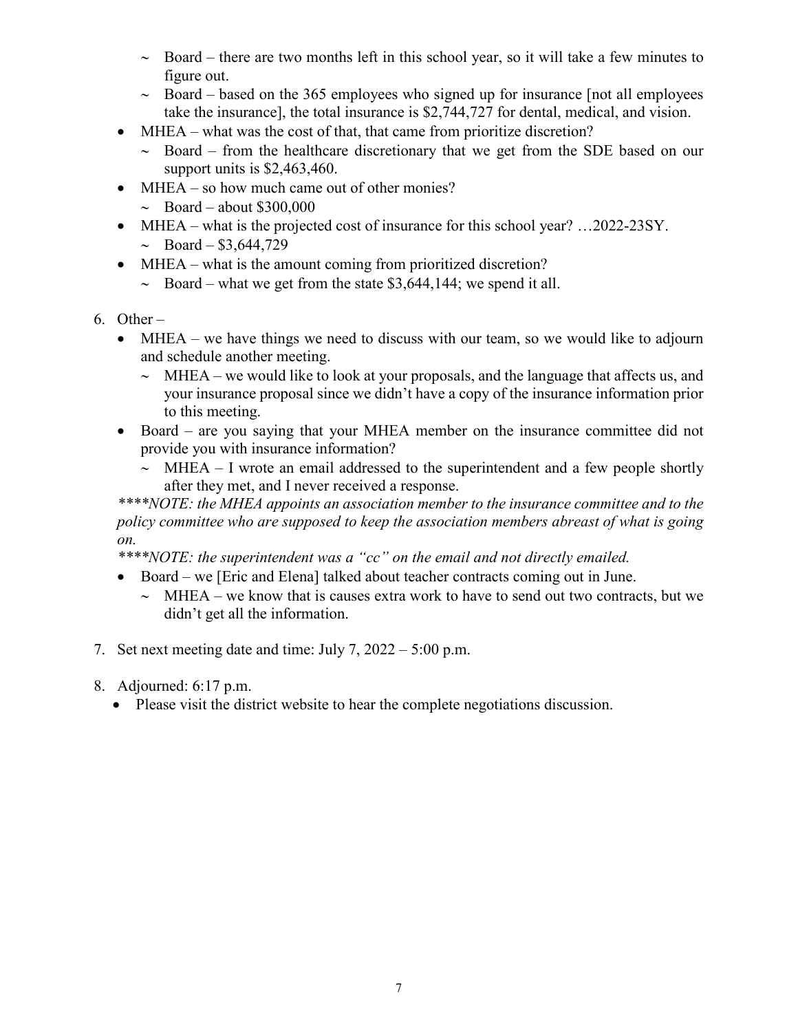- ~ Board – there are two months left in this school year, so it will take a few minutes to figure out.
  - ~ Board – based on the 365 employees who signed up for insurance [not all employees take the insurance], the total insurance is $2,744,727 for dental, medical, and vision.
- MHEA – what was the cost of that, that came from prioritize discretion?
  - ~ Board – from the healthcare discretionary that we get from the SDE based on our support units is $2,463,460.
- MHEA – so how much came out of other monies?
  - ~ Board – about $300,000
- MHEA – what is the projected cost of insurance for this school year? …2022-23SY.
  - ~ Board – $3,644,729
- MHEA – what is the amount coming from prioritized discretion?
  - ~ Board – what we get from the state $3,644,144; we spend it all.

6. Other –
   - MHEA – we have things we need to discuss with our team, so we would like to adjourn and schedule another meeting.
     - ~ MHEA – we would like to look at your proposals, and the language that affects us, and your insurance proposal since we didn't have a copy of the insurance information prior to this meeting.
   - Board – are you saying that your MHEA member on the insurance committee did not provide you with insurance information?
     - ~ MHEA – I wrote an email addressed to the superintendent and a few people shortly after they met, and I never received a response.

   *\*\*\*\*NOTE: the MHEA appoints an association member to the insurance committee and to the policy committee who are supposed to keep the association members abreast of what is going on.*

   *\*\*\*\*NOTE: the superintendent was a "cc" on the email and not directly emailed.*

   - Board – we [Eric and Elena] talked about teacher contracts coming out in June.
     - ~ MHEA – we know that is causes extra work to have to send out two contracts, but we didn't get all the information.

7. Set next meeting date and time: July 7, 2022 – 5:00 p.m.

8. Adjourned: 6:17 p.m.
   - Please visit the district website to hear the complete negotiations discussion.